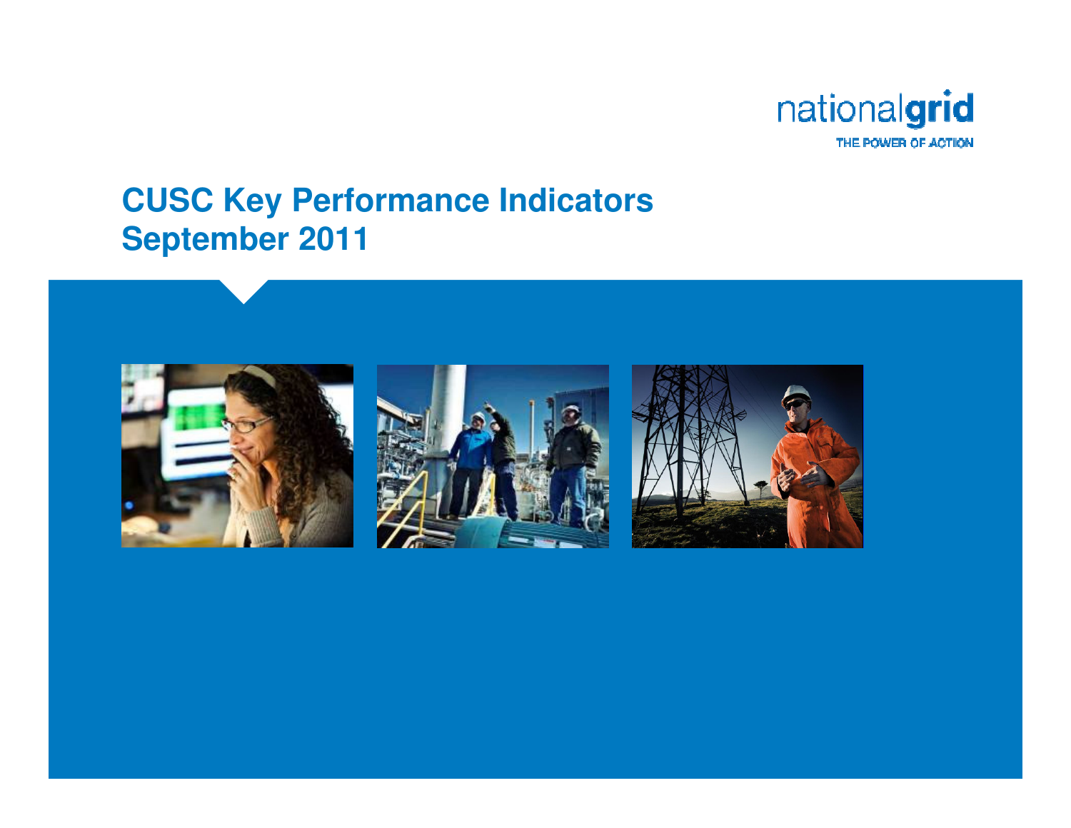nationalgrid

THE POWER OF ACTION

# CUSC Key Performance Indicators September 2011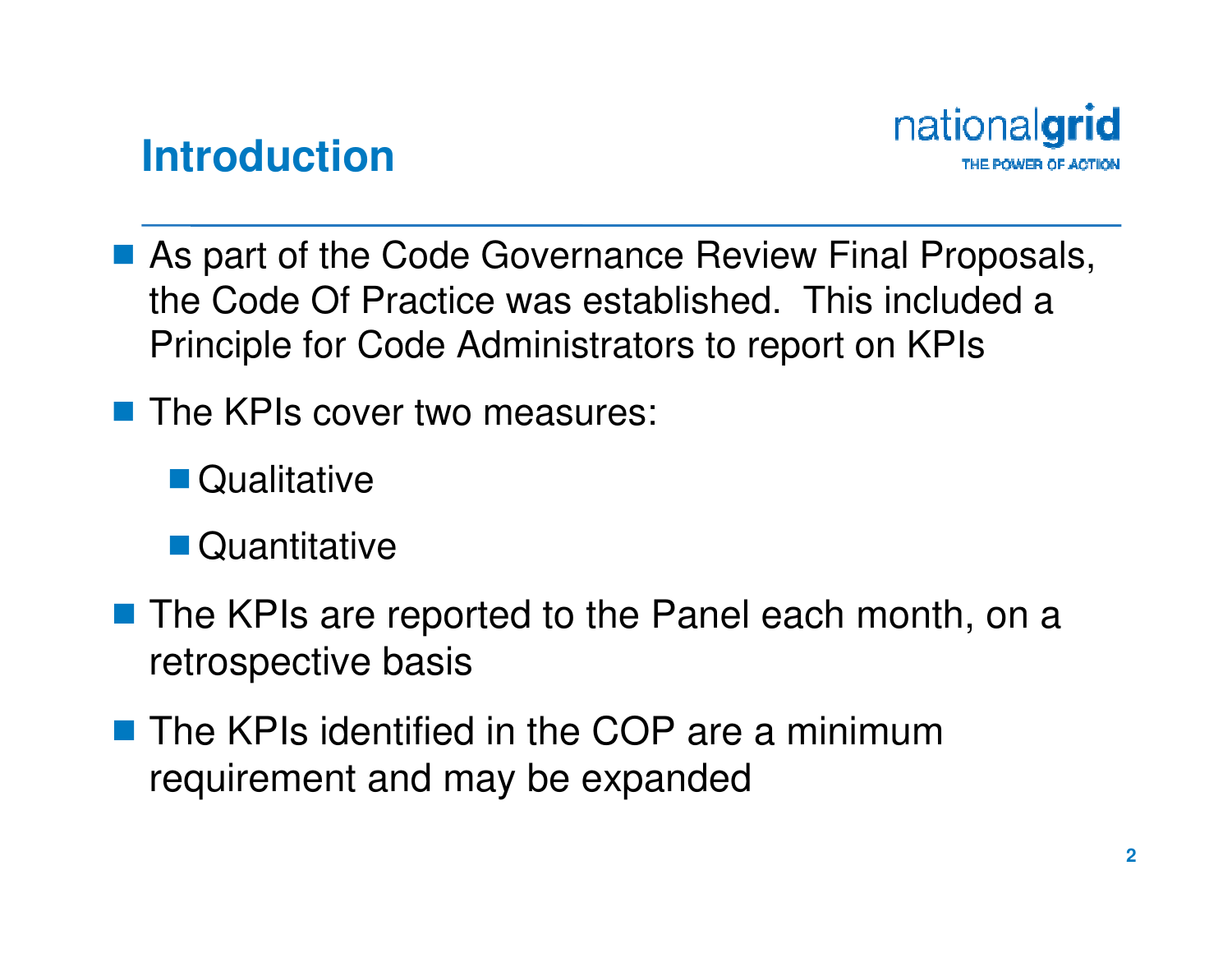# Introduction

- As part of the Code Governance Review Final Proposals, the Code Of Practice was established. This included a Principle for Code Administrators to report on KPIs
- The KPIs cover two measures:
  - Qualitative
  - Quantitative
- The KPIs are reported to the Panel each month, on a retrospective basis
- The KPIs identified in the COP are a minimum requirement and may be expanded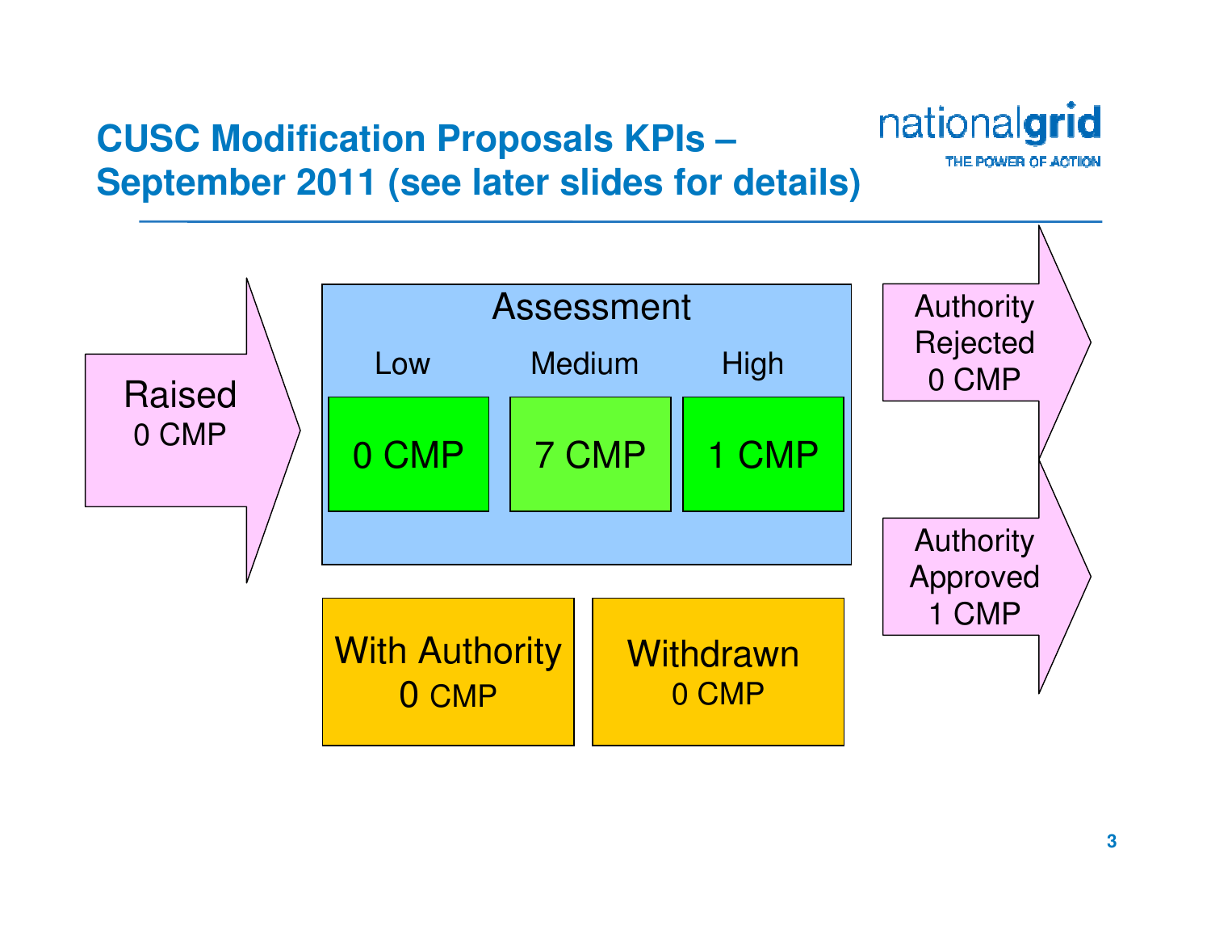# CUSC Modification Proposals KPIs – September 2011 (see later slides for details)

**Raised**
0 CMP

**Assessment**

| Low | Medium | High |
| --- | --- | --- |
| 0 CMP | 7 CMP | 1 CMP |

**With Authority**
0 CMP

**Withdrawn**
0 CMP

**Authority Rejected**
0 CMP

**Authority Approved**
1 CMP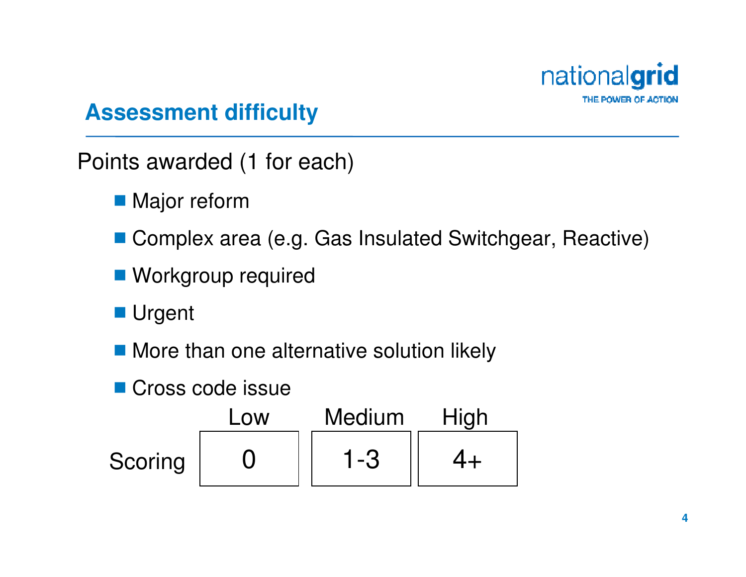## Assessment difficulty

Points awarded (1 for each)

- Major reform
- Complex area (e.g. Gas Insulated Switchgear, Reactive)
- Workgroup required
- Urgent
- More than one alternative solution likely
- Cross code issue

| | Low | Medium | High |
|---|---|---|---|
| Scoring | 0 | 1-3 | 4+ |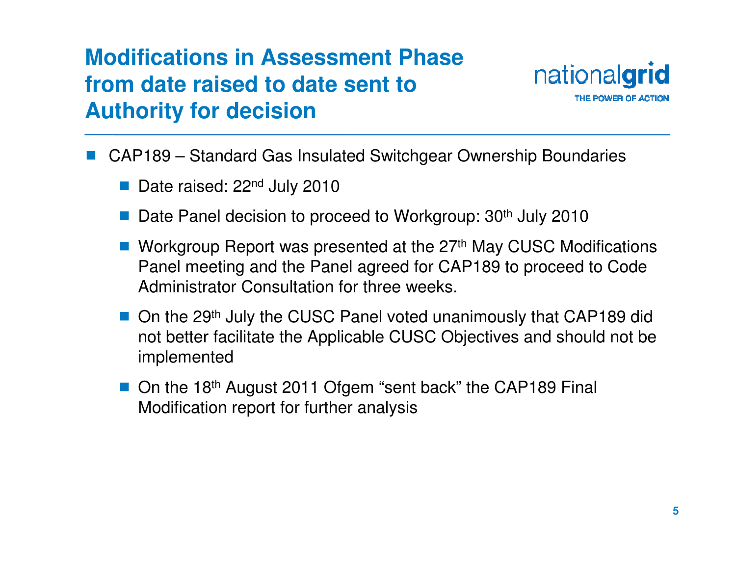# Modifications in Assessment Phase from date raised to date sent to Authority for decision

- CAP189 – Standard Gas Insulated Switchgear Ownership Boundaries
  - Date raised: 22nd July 2010
  - Date Panel decision to proceed to Workgroup: 30th July 2010
  - Workgroup Report was presented at the 27th May CUSC Modifications Panel meeting and the Panel agreed for CAP189 to proceed to Code Administrator Consultation for three weeks.
  - On the 29th July the CUSC Panel voted unanimously that CAP189 did not better facilitate the Applicable CUSC Objectives and should not be implemented
  - On the 18th August 2011 Ofgem "sent back" the CAP189 Final Modification report for further analysis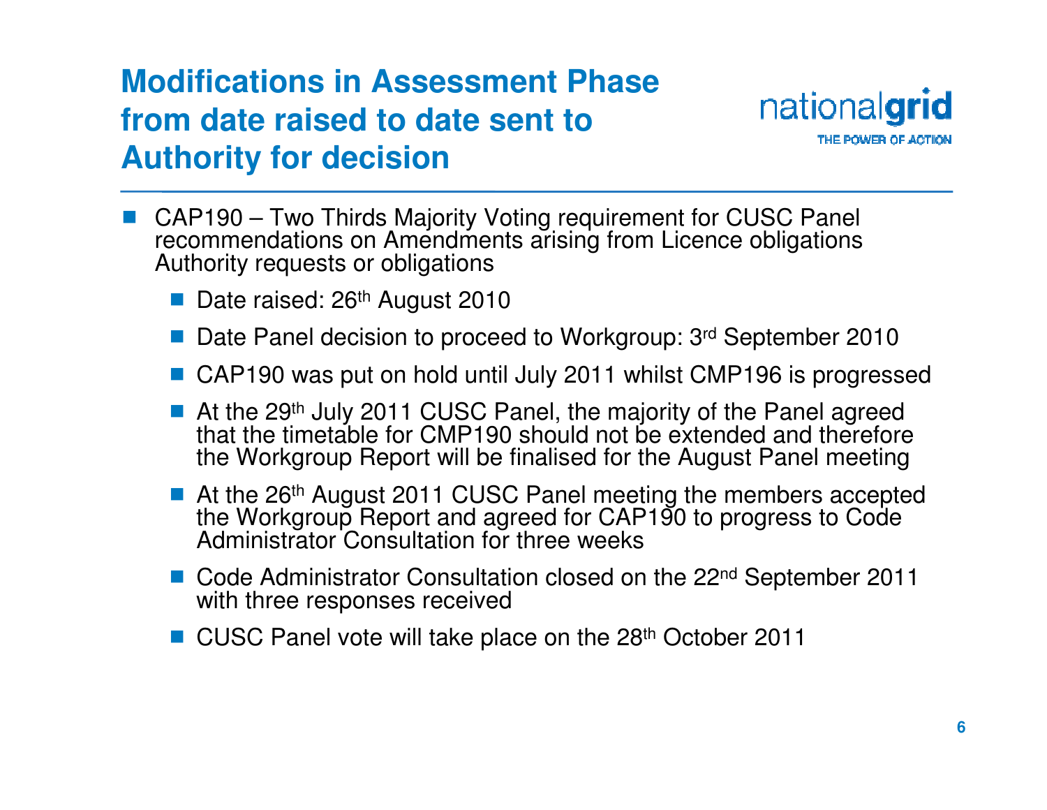# Modifications in Assessment Phase from date raised to date sent to Authority for decision

- CAP190 – Two Thirds Majority Voting requirement for CUSC Panel recommendations on Amendments arising from Licence obligations Authority requests or obligations
  - Date raised: 26th August 2010
  - Date Panel decision to proceed to Workgroup: 3rd September 2010
  - CAP190 was put on hold until July 2011 whilst CMP196 is progressed
  - At the 29th July 2011 CUSC Panel, the majority of the Panel agreed that the timetable for CMP190 should not be extended and therefore the Workgroup Report will be finalised for the August Panel meeting
  - At the 26th August 2011 CUSC Panel meeting the members accepted the Workgroup Report and agreed for CAP190 to progress to Code Administrator Consultation for three weeks
  - Code Administrator Consultation closed on the 22nd September 2011 with three responses received
  - CUSC Panel vote will take place on the 28th October 2011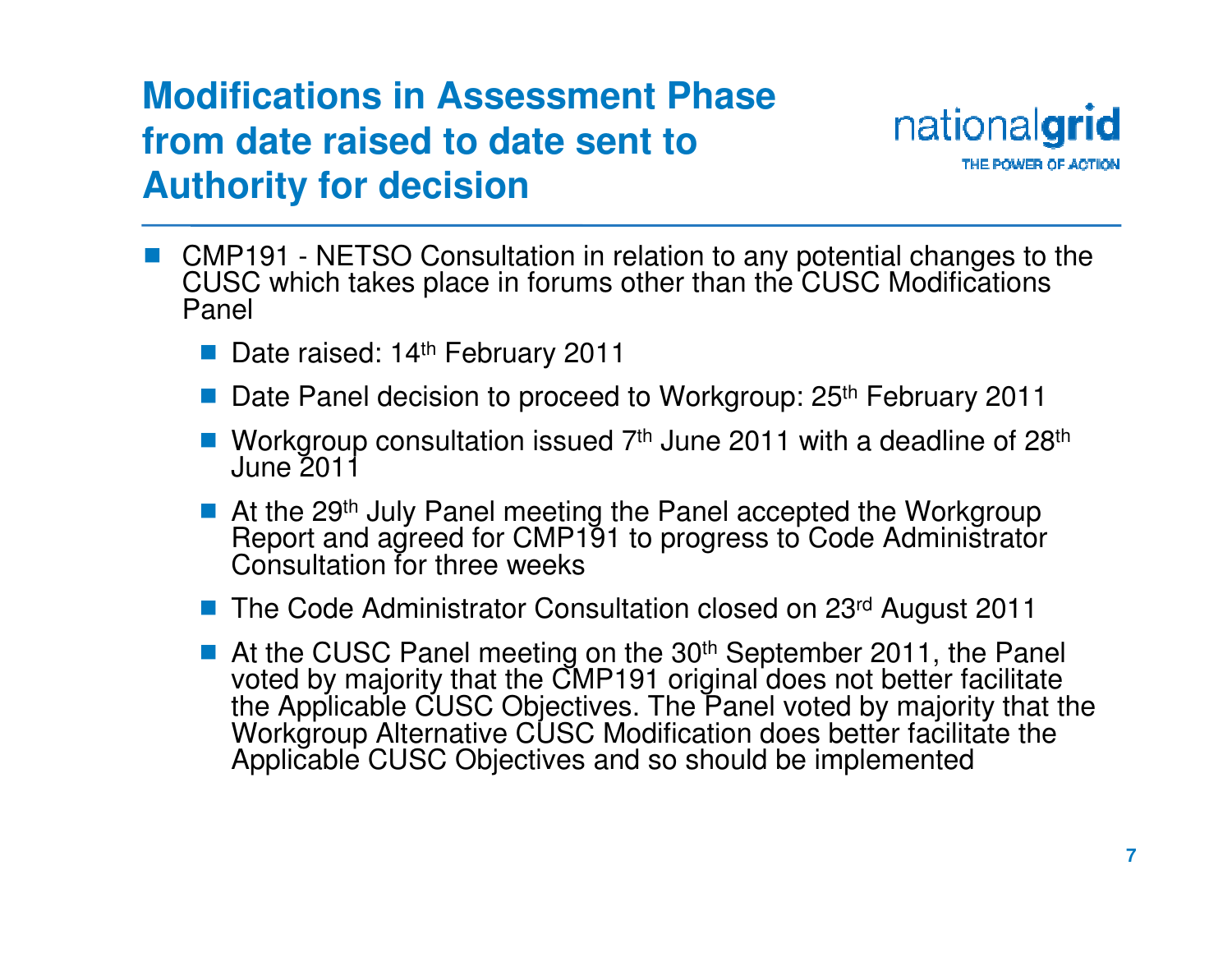# Modifications in Assessment Phase from date raised to date sent to Authority for decision

- CMP191 - NETSO Consultation in relation to any potential changes to the CUSC which takes place in forums other than the CUSC Modifications Panel
  - Date raised: 14th February 2011
  - Date Panel decision to proceed to Workgroup: 25th February 2011
  - Workgroup consultation issued 7th June 2011 with a deadline of 28th June 2011
  - At the 29th July Panel meeting the Panel accepted the Workgroup Report and agreed for CMP191 to progress to Code Administrator Consultation for three weeks
  - The Code Administrator Consultation closed on 23rd August 2011
  - At the CUSC Panel meeting on the 30th September 2011, the Panel voted by majority that the CMP191 original does not better facilitate the Applicable CUSC Objectives. The Panel voted by majority that the Workgroup Alternative CUSC Modification does better facilitate the Applicable CUSC Objectives and so should be implemented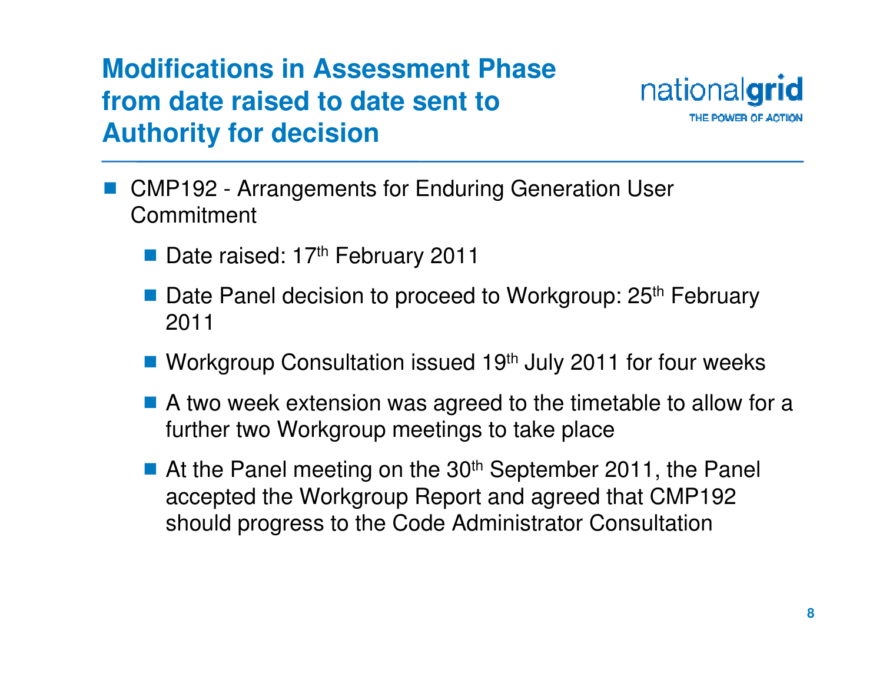# Modifications in Assessment Phase from date raised to date sent to Authority for decision

nationalgrid
THE POWER OF ACTION

- CMP192 - Arrangements for Enduring Generation User Commitment
  - Date raised: 17th February 2011
  - Date Panel decision to proceed to Workgroup: 25th February 2011
  - Workgroup Consultation issued 19th July 2011 for four weeks
  - A two week extension was agreed to the timetable to allow for a further two Workgroup meetings to take place
  - At the Panel meeting on the 30th September 2011, the Panel accepted the Workgroup Report and agreed that CMP192 should progress to the Code Administrator Consultation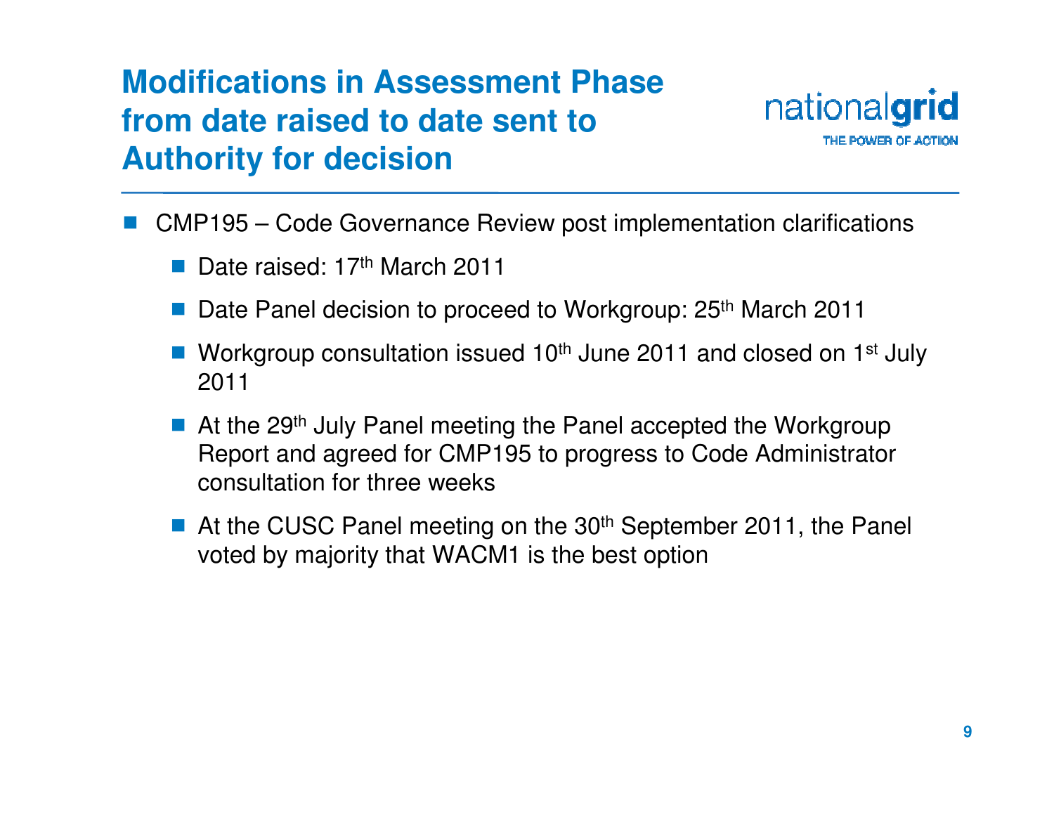# Modifications in Assessment Phase from date raised to date sent to Authority for decision

- CMP195 – Code Governance Review post implementation clarifications
  - Date raised: 17th March 2011
  - Date Panel decision to proceed to Workgroup: 25th March 2011
  - Workgroup consultation issued 10th June 2011 and closed on 1st July 2011
  - At the 29th July Panel meeting the Panel accepted the Workgroup Report and agreed for CMP195 to progress to Code Administrator consultation for three weeks
  - At the CUSC Panel meeting on the 30th September 2011, the Panel voted by majority that WACM1 is the best option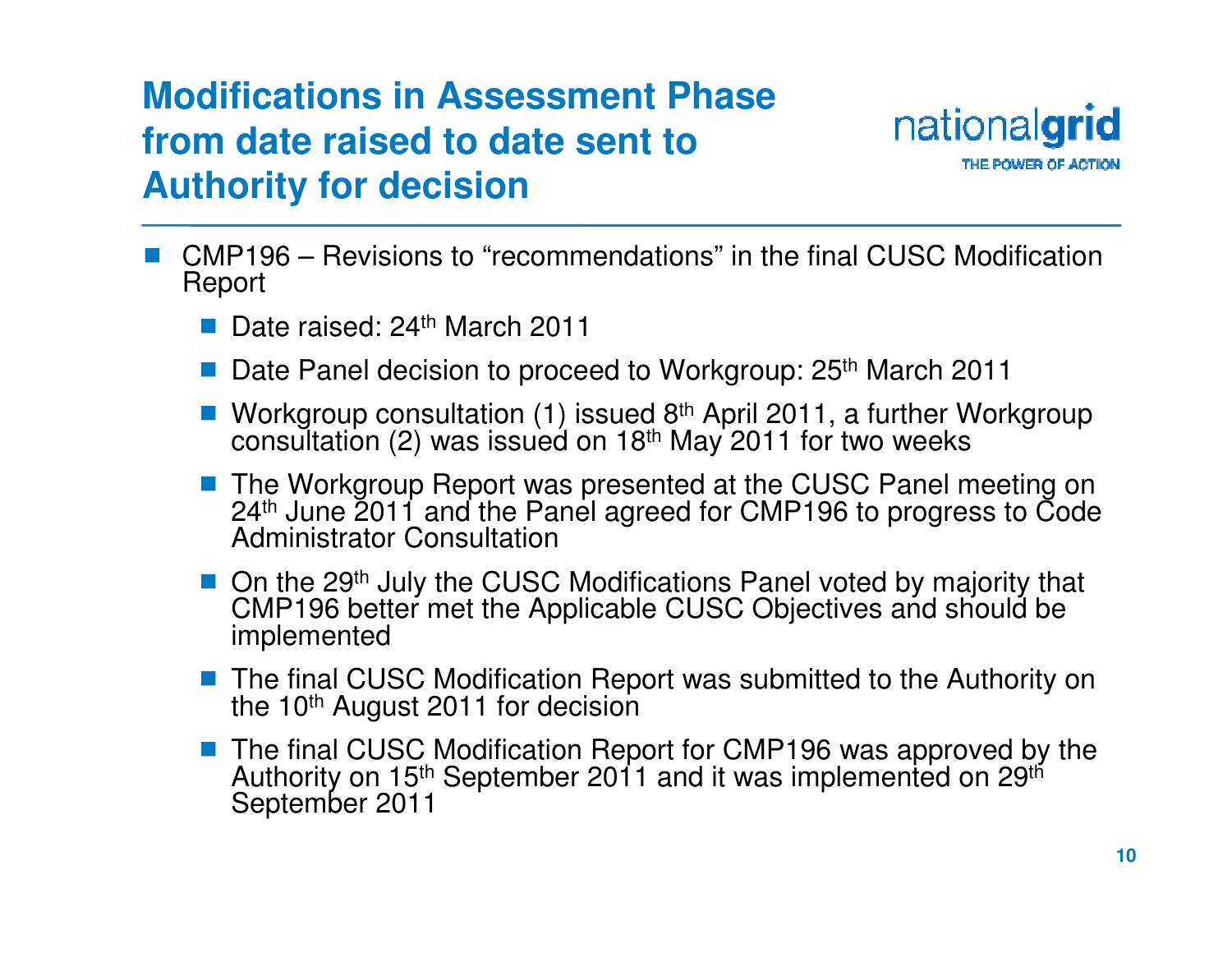# Modifications in Assessment Phase from date raised to date sent to Authority for decision

- CMP196 – Revisions to "recommendations" in the final CUSC Modification Report
  - Date raised: 24th March 2011
  - Date Panel decision to proceed to Workgroup: 25th March 2011
  - Workgroup consultation (1) issued 8th April 2011, a further Workgroup consultation (2) was issued on 18th May 2011 for two weeks
  - The Workgroup Report was presented at the CUSC Panel meeting on 24th June 2011 and the Panel agreed for CMP196 to progress to Code Administrator Consultation
  - On the 29th July the CUSC Modifications Panel voted by majority that CMP196 better met the Applicable CUSC Objectives and should be implemented
  - The final CUSC Modification Report was submitted to the Authority on the 10th August 2011 for decision
  - The final CUSC Modification Report for CMP196 was approved by the Authority on 15th September 2011 and it was implemented on 29th September 2011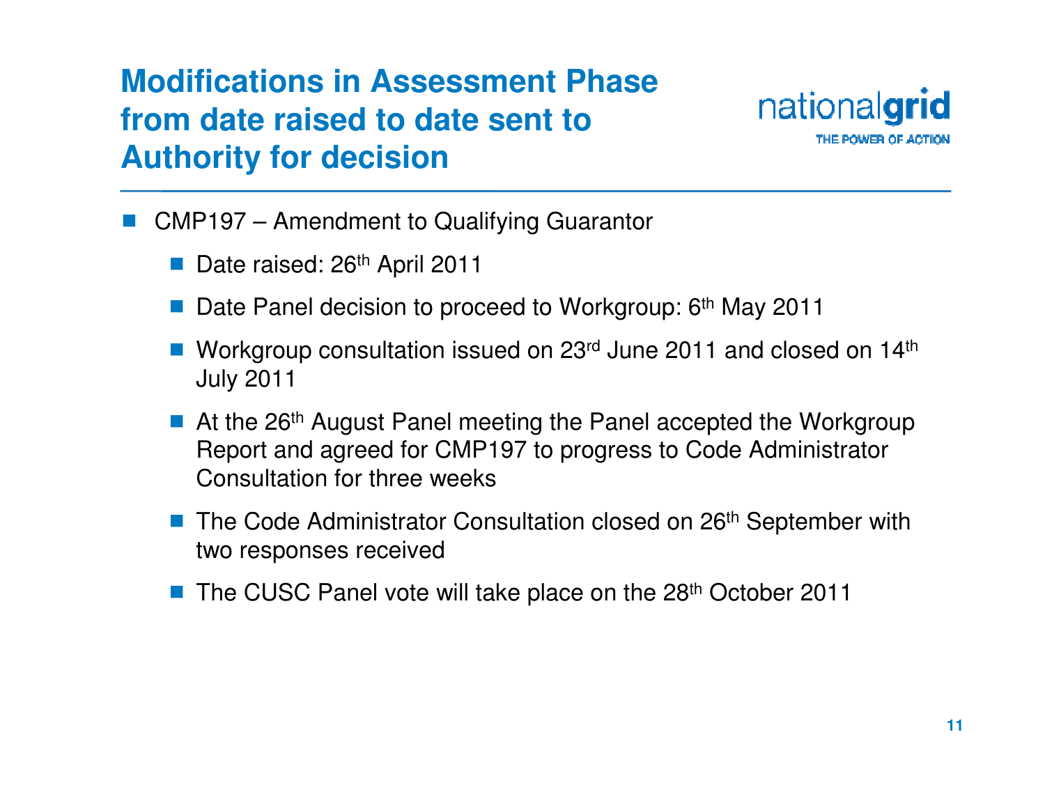# Modifications in Assessment Phase from date raised to date sent to Authority for decision

- CMP197 – Amendment to Qualifying Guarantor
  - Date raised: 26th April 2011
  - Date Panel decision to proceed to Workgroup: 6th May 2011
  - Workgroup consultation issued on 23rd June 2011 and closed on 14th July 2011
  - At the 26th August Panel meeting the Panel accepted the Workgroup Report and agreed for CMP197 to progress to Code Administrator Consultation for three weeks
  - The Code Administrator Consultation closed on 26th September with two responses received
  - The CUSC Panel vote will take place on the 28th October 2011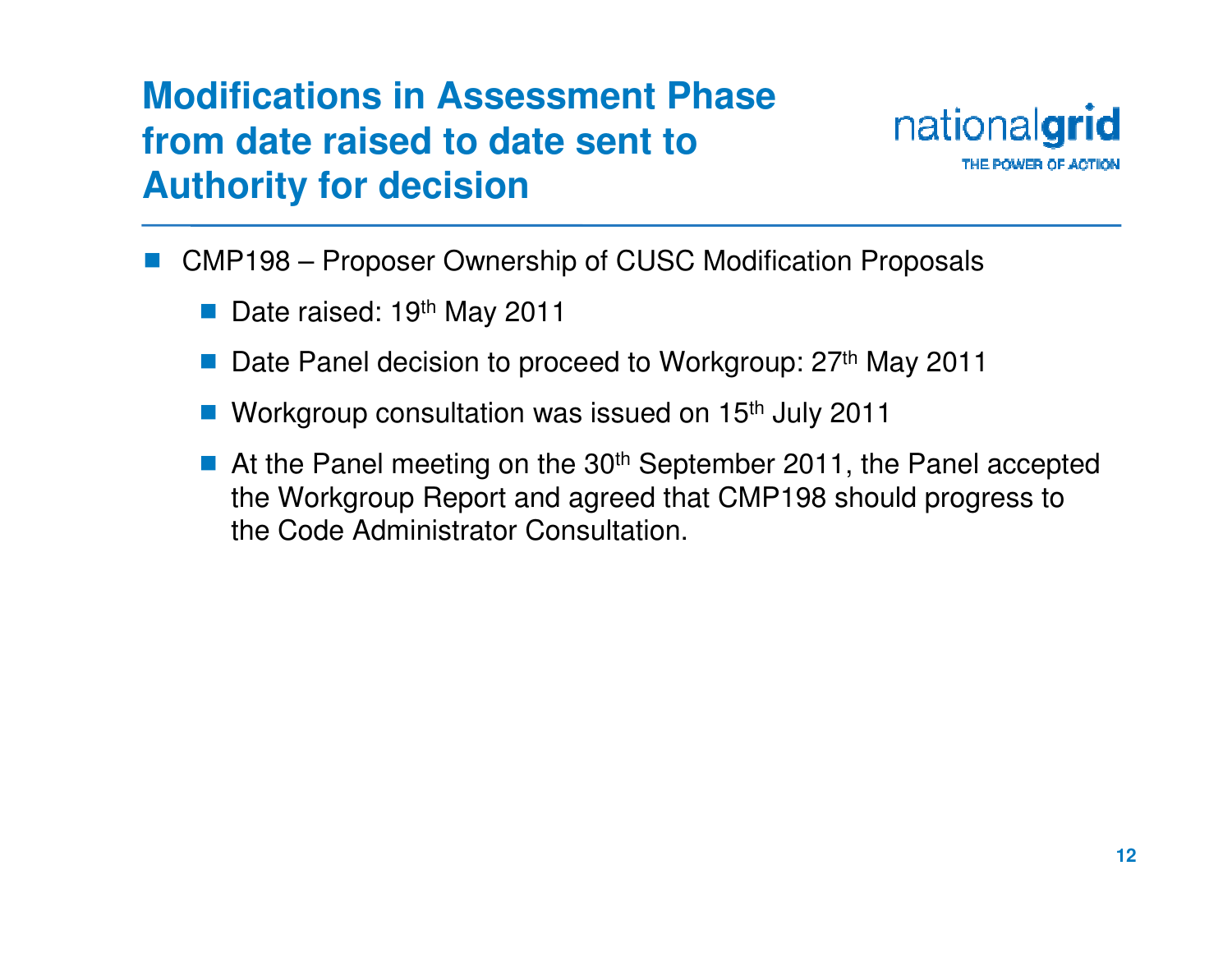# Modifications in Assessment Phase from date raised to date sent to Authority for decision

- CMP198 – Proposer Ownership of CUSC Modification Proposals
  - Date raised: 19th May 2011
  - Date Panel decision to proceed to Workgroup: 27th May 2011
  - Workgroup consultation was issued on 15th July 2011
  - At the Panel meeting on the 30th September 2011, the Panel accepted the Workgroup Report and agreed that CMP198 should progress to the Code Administrator Consultation.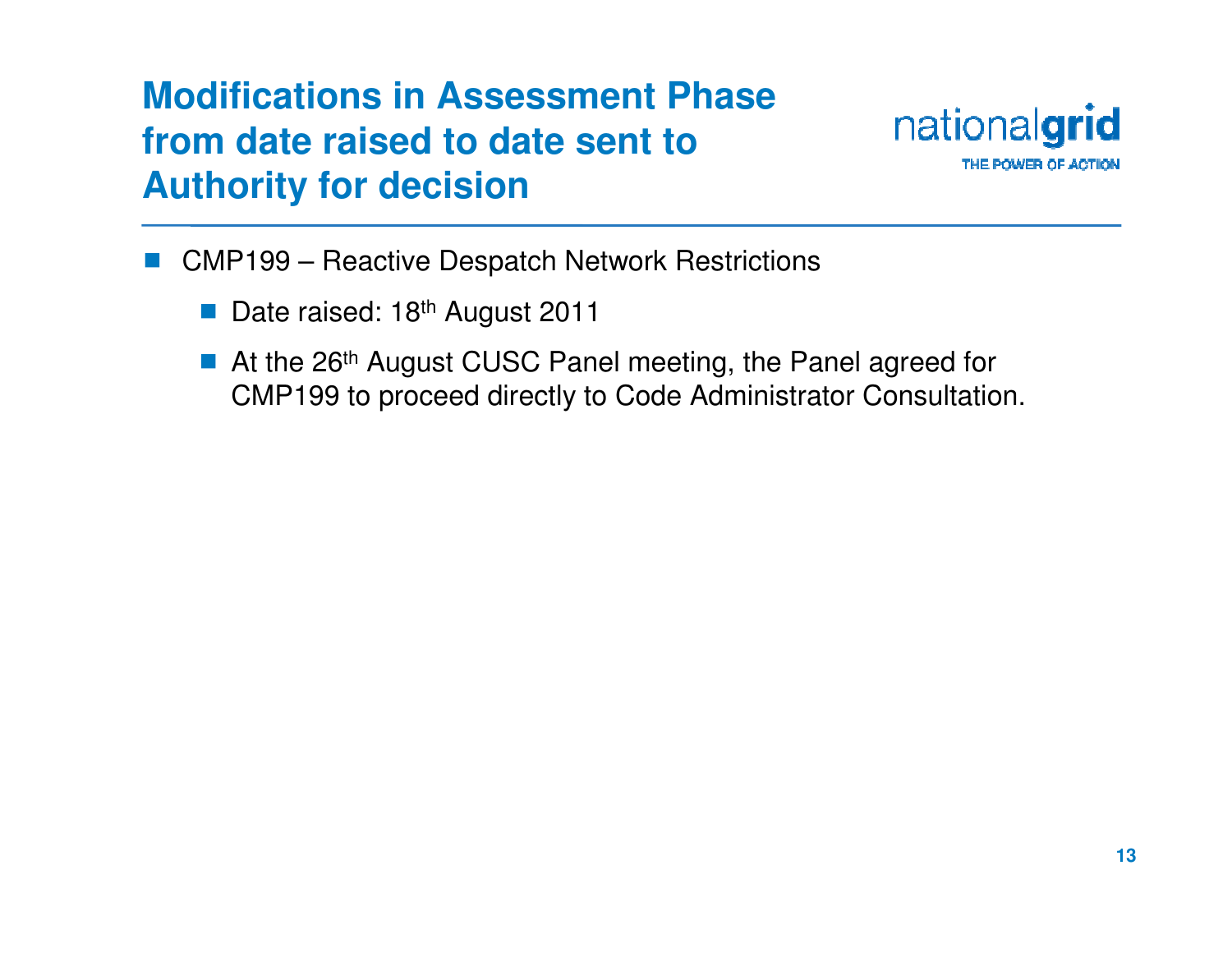# Modifications in Assessment Phase from date raised to date sent to Authority for decision

- CMP199 – Reactive Despatch Network Restrictions
  - Date raised: 18th August 2011
  - At the 26th August CUSC Panel meeting, the Panel agreed for CMP199 to proceed directly to Code Administrator Consultation.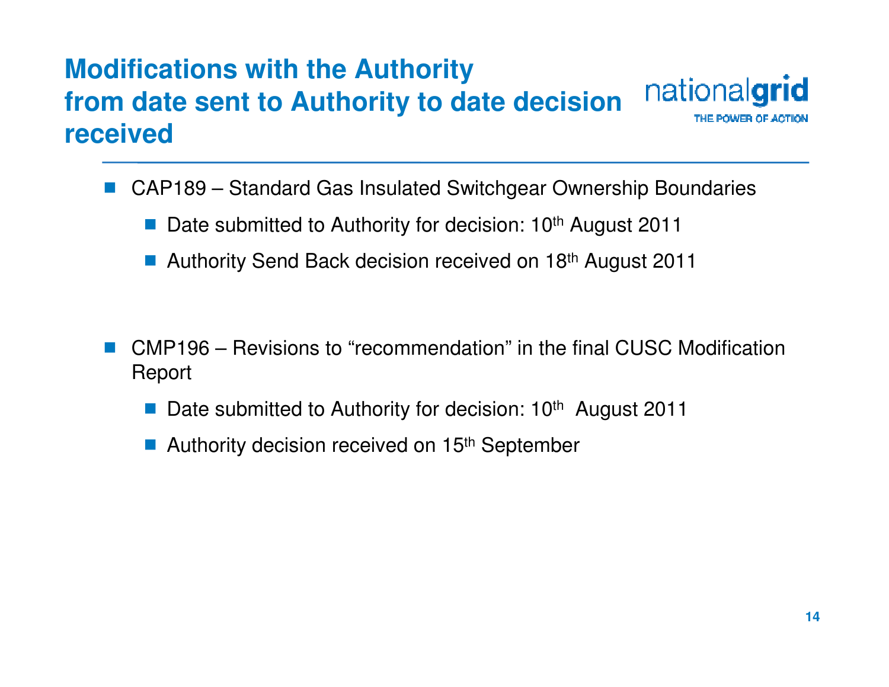# Modifications with the Authority from date sent to Authority to date decision received

- CAP189 – Standard Gas Insulated Switchgear Ownership Boundaries
  - Date submitted to Authority for decision: 10th August 2011
  - Authority Send Back decision received on 18th August 2011

- CMP196 – Revisions to “recommendation” in the final CUSC Modification Report
  - Date submitted to Authority for decision: 10th August 2011
  - Authority decision received on 15th September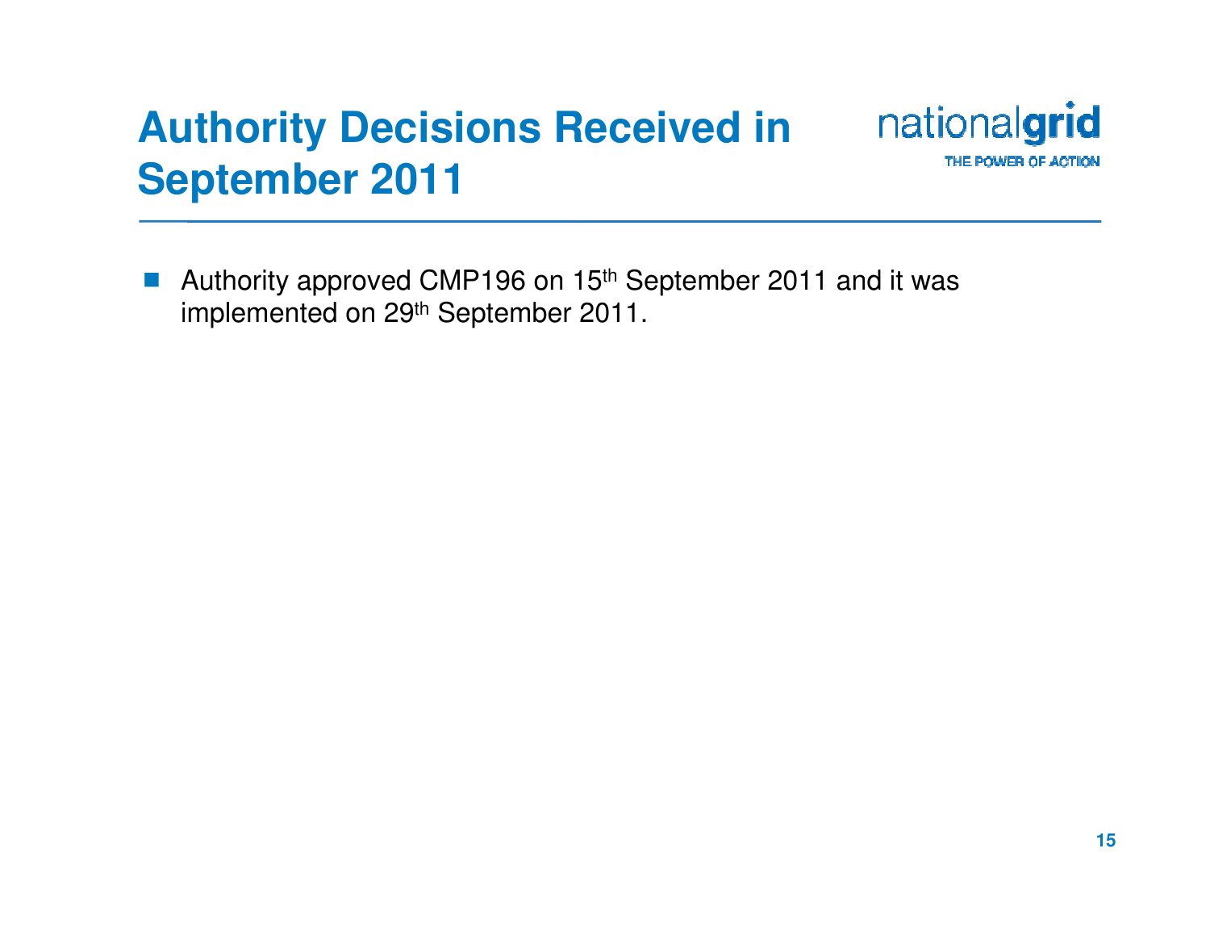# Authority Decisions Received in September 2011

- Authority approved CMP196 on 15th September 2011 and it was implemented on 29th September 2011.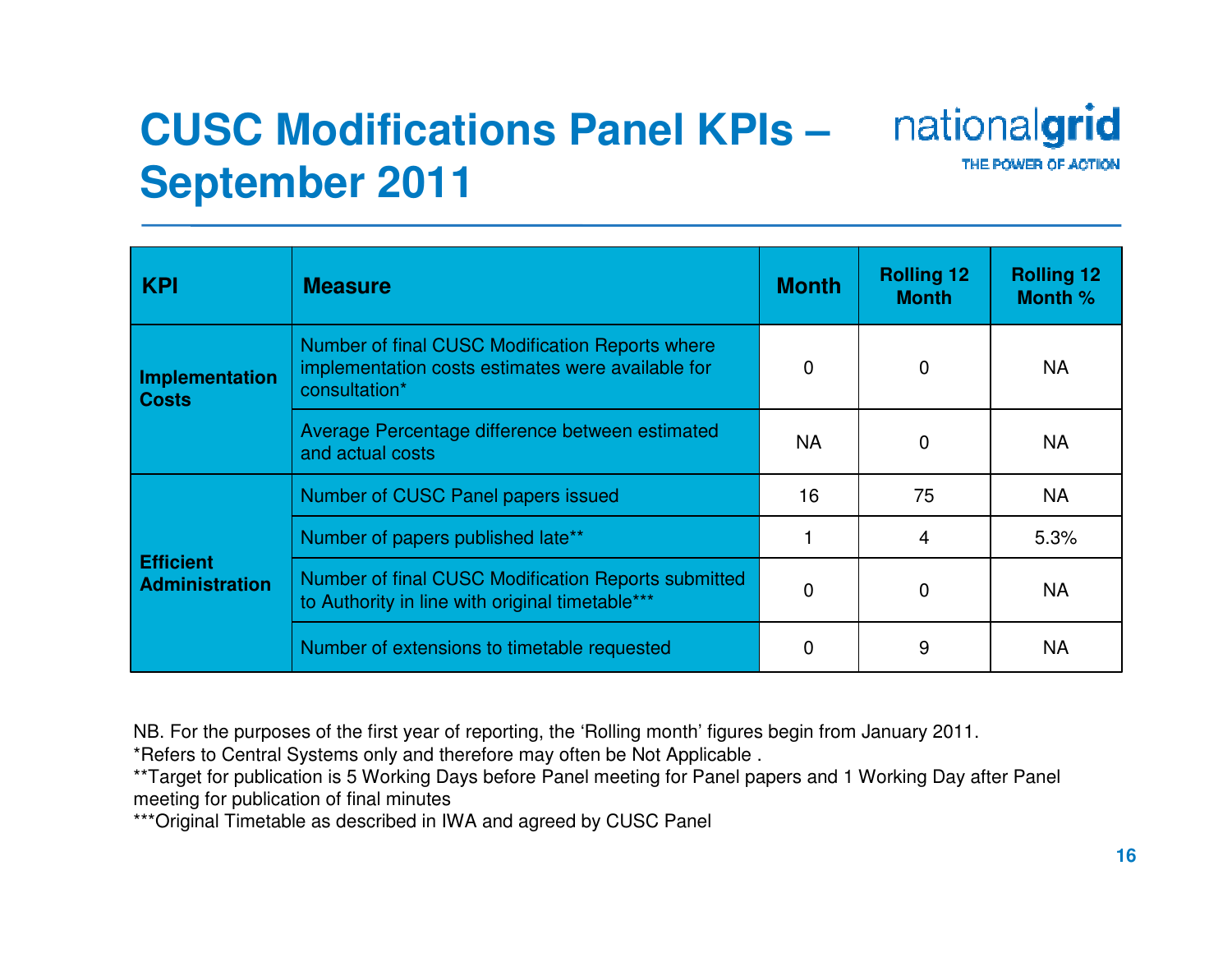# CUSC Modifications Panel KPIs – September 2011

| KPI | Measure | Month | Rolling 12 Month | Rolling 12 Month % |
|---|---|---|---|---|
| **Implementation Costs** | Number of final CUSC Modification Reports where implementation costs estimates were available for consultation* | 0 | 0 | NA |
| | Average Percentage difference between estimated and actual costs | NA | 0 | NA |
| **Efficient Administration** | Number of CUSC Panel papers issued | 16 | 75 | NA |
| | Number of papers published late** | 1 | 4 | 5.3% |
| | Number of final CUSC Modification Reports submitted to Authority in line with original timetable*** | 0 | 0 | NA |
| | Number of extensions to timetable requested | 0 | 9 | NA |

NB. For the purposes of the first year of reporting, the 'Rolling month' figures begin from January 2011.

*Refers to Central Systems only and therefore may often be Not Applicable .

**Target for publication is 5 Working Days before Panel meeting for Panel papers and 1 Working Day after Panel meeting for publication of final minutes

***Original Timetable as described in IWA and agreed by CUSC Panel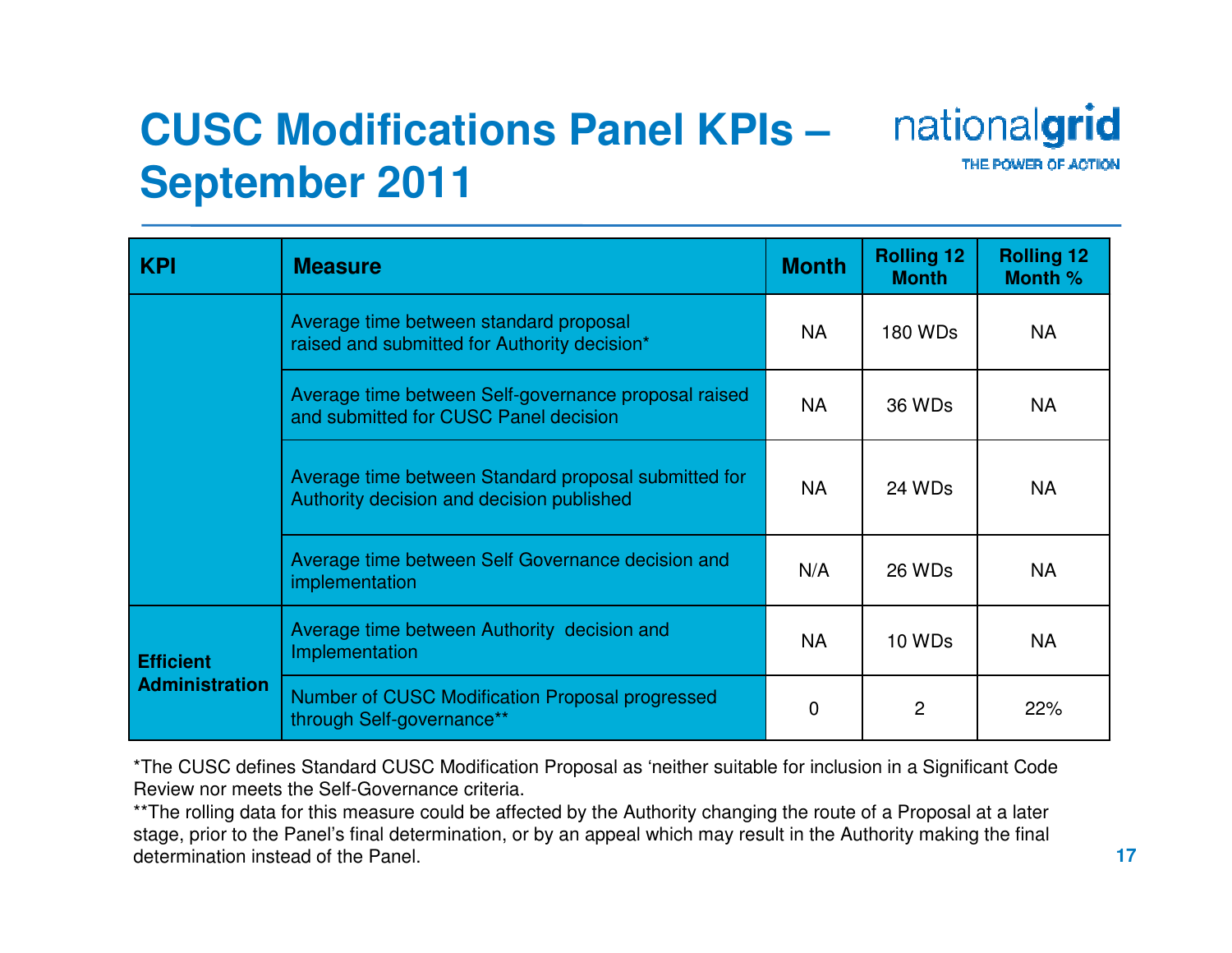# CUSC Modifications Panel KPIs – September 2011

| KPI | Measure | Month | Rolling 12 Month | Rolling 12 Month % |
|---|---|---|---|---|
| | Average time between standard proposal raised and submitted for Authority decision* | NA | 180 WDs | NA |
| | Average time between Self-governance proposal raised and submitted for CUSC Panel decision | NA | 36 WDs | NA |
| | Average time between Standard proposal submitted for Authority decision and decision published | NA | 24 WDs | NA |
| | Average time between Self Governance decision and implementation | N/A | 26 WDs | NA |
| **Efficient Administration** | Average time between Authority decision and Implementation | NA | 10 WDs | NA |
| | Number of CUSC Modification Proposal progressed through Self-governance** | 0 | 2 | 22% |

*The CUSC defines Standard CUSC Modification Proposal as 'neither suitable for inclusion in a Significant Code Review nor meets the Self-Governance criteria.

**The rolling data for this measure could be affected by the Authority changing the route of a Proposal at a later stage, prior to the Panel's final determination, or by an appeal which may result in the Authority making the final determination instead of the Panel.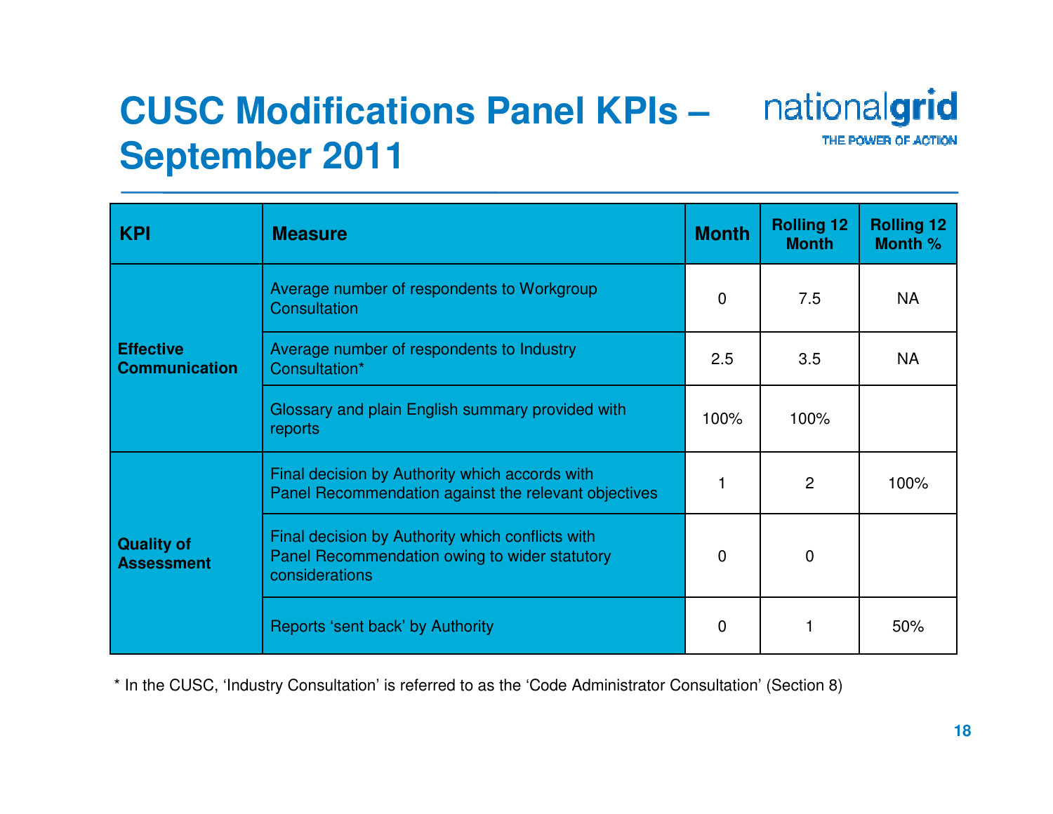# CUSC Modifications Panel KPIs – September 2011

| KPI | Measure | Month | Rolling 12 Month | Rolling 12 Month % |
|---|---|---|---|---|
| Effective Communication | Average number of respondents to Workgroup Consultation | 0 | 7.5 | NA |
| | Average number of respondents to Industry Consultation* | 2.5 | 3.5 | NA |
| | Glossary and plain English summary provided with reports | 100% | 100% | |
| Quality of Assessment | Final decision by Authority which accords with Panel Recommendation against the relevant objectives | 1 | 2 | 100% |
| | Final decision by Authority which conflicts with Panel Recommendation owing to wider statutory considerations | 0 | 0 | |
| | Reports 'sent back' by Authority | 0 | 1 | 50% |

* In the CUSC, 'Industry Consultation' is referred to as the 'Code Administrator Consultation' (Section 8)